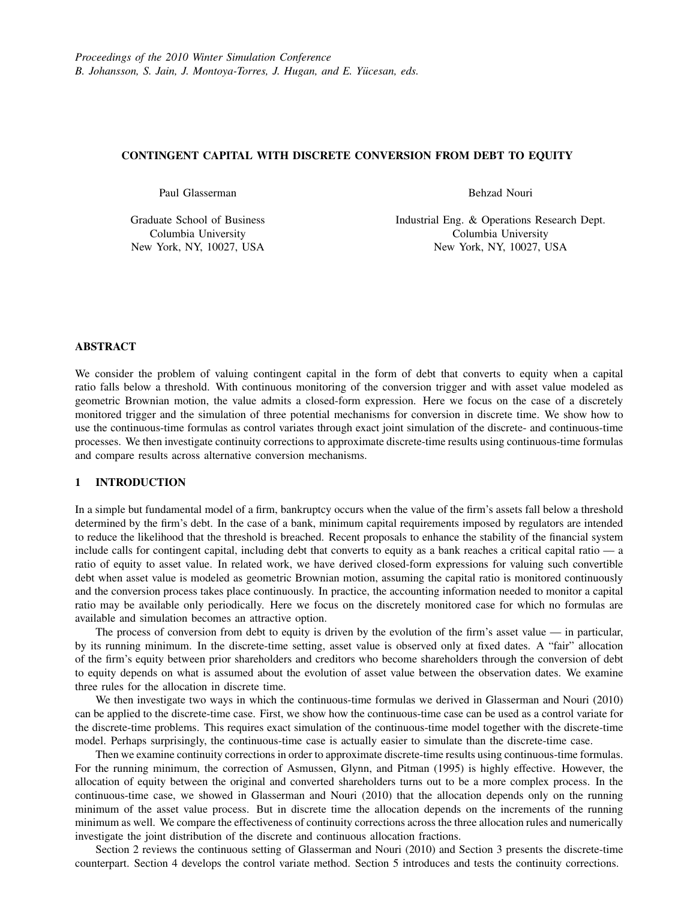*Proceedings of the 2010 Winter Simulation Conference*
*B. Johansson, S. Jain, J. Montoya-Torres, J. Hugan, and E. Yücesan, eds.*

# CONTINGENT CAPITAL WITH DISCRETE CONVERSION FROM DEBT TO EQUITY

Paul Glasserman

Graduate School of Business
Columbia University
New York, NY, 10027, USA

Behzad Nouri

Industrial Eng. & Operations Research Dept.
Columbia University
New York, NY, 10027, USA

## ABSTRACT

We consider the problem of valuing contingent capital in the form of debt that converts to equity when a capital ratio falls below a threshold. With continuous monitoring of the conversion trigger and with asset value modeled as geometric Brownian motion, the value admits a closed-form expression. Here we focus on the case of a discretely monitored trigger and the simulation of three potential mechanisms for conversion in discrete time. We show how to use the continuous-time formulas as control variates through exact joint simulation of the discrete- and continuous-time processes. We then investigate continuity corrections to approximate discrete-time results using continuous-time formulas and compare results across alternative conversion mechanisms.

## 1 INTRODUCTION

In a simple but fundamental model of a firm, bankruptcy occurs when the value of the firm's assets fall below a threshold determined by the firm's debt. In the case of a bank, minimum capital requirements imposed by regulators are intended to reduce the likelihood that the threshold is breached. Recent proposals to enhance the stability of the financial system include calls for contingent capital, including debt that converts to equity as a bank reaches a critical capital ratio — a ratio of equity to asset value. In related work, we have derived closed-form expressions for valuing such convertible debt when asset value is modeled as geometric Brownian motion, assuming the capital ratio is monitored continuously and the conversion process takes place continuously. In practice, the accounting information needed to monitor a capital ratio may be available only periodically. Here we focus on the discretely monitored case for which no formulas are available and simulation becomes an attractive option.

The process of conversion from debt to equity is driven by the evolution of the firm's asset value — in particular, by its running minimum. In the discrete-time setting, asset value is observed only at fixed dates. A "fair" allocation of the firm's equity between prior shareholders and creditors who become shareholders through the conversion of debt to equity depends on what is assumed about the evolution of asset value between the observation dates. We examine three rules for the allocation in discrete time.

We then investigate two ways in which the continuous-time formulas we derived in Glasserman and Nouri (2010) can be applied to the discrete-time case. First, we show how the continuous-time case can be used as a control variate for the discrete-time problems. This requires exact simulation of the continuous-time model together with the discrete-time model. Perhaps surprisingly, the continuous-time case is actually easier to simulate than the discrete-time case.

Then we examine continuity corrections in order to approximate discrete-time results using continuous-time formulas. For the running minimum, the correction of Asmussen, Glynn, and Pitman (1995) is highly effective. However, the allocation of equity between the original and converted shareholders turns out to be a more complex process. In the continuous-time case, we showed in Glasserman and Nouri (2010) that the allocation depends only on the running minimum of the asset value process. But in discrete time the allocation depends on the increments of the running minimum as well. We compare the effectiveness of continuity corrections across the three allocation rules and numerically investigate the joint distribution of the discrete and continuous allocation fractions.

Section 2 reviews the continuous setting of Glasserman and Nouri (2010) and Section 3 presents the discrete-time counterpart. Section 4 develops the control variate method. Section 5 introduces and tests the continuity corrections.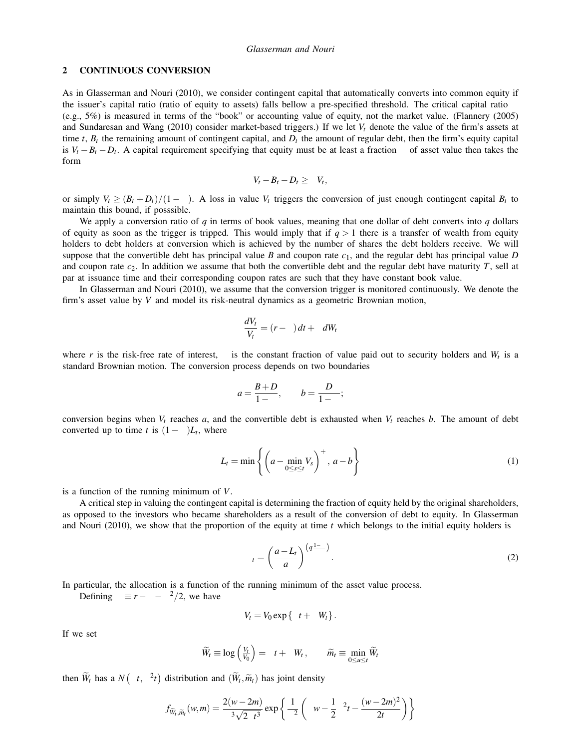## 2 CONTINUOUS CONVERSION

As in Glasserman and Nouri (2010), we consider contingent capital that automatically converts into common equity if the issuer's capital ratio (ratio of equity to assets) falls bellow a pre-specified threshold. The critical capital ratio $\alpha$ (e.g., 5%) is measured in terms of the "book" or accounting value of equity, not the market value. (Flannery (2005) and Sundaresan and Wang (2010) consider market-based triggers.) If we let $V_t$ denote the value of the firm's assets at time $t$, $B_t$ the remaining amount of contingent capital, and $D_t$ the amount of regular debt, then the firm's equity capital is $V_t - B_t - D_t$. A capital requirement specifying that equity must be at least a fraction $\alpha$ of asset value then takes the form

$$V_t - B_t - D_t \geq \alpha V_t,$$

or simply $V_t \geq (B_t + D_t)/(1-\alpha)$. A loss in value $V_t$ triggers the conversion of just enough contingent capital $B_t$ to maintain this bound, if posssible.

We apply a conversion ratio of $q$ in terms of book values, meaning that one dollar of debt converts into $q$ dollars of equity as soon as the trigger is tripped. This would imply that if $q > 1$ there is a transfer of wealth from equity holders to debt holders at conversion which is achieved by the number of shares the debt holders receive. We will suppose that the convertible debt has principal value $B$ and coupon rate $c_1$, and the regular debt has principal value $D$ and coupon rate $c_2$. In addition we assume that both the convertible debt and the regular debt have maturity $T$, sell at par at issuance time and their corresponding coupon rates are such that they have constant book value.

In Glasserman and Nouri (2010), we assume that the conversion trigger is monitored continuously. We denote the firm's asset value by $V$ and model its risk-neutral dynamics as a geometric Brownian motion,

$$\frac{dV_t}{V_t} = (r-\delta)\,dt + \sigma\, dW_t$$

where $r$ is the risk-free rate of interest, $\delta$ is the constant fraction of value paid out to security holders and $W_t$ is a standard Brownian motion. The conversion process depends on two boundaries

$$a = \frac{B+D}{1-\alpha}, \qquad b = \frac{D}{1-\alpha};$$

conversion begins when $V_t$ reaches $a$, and the convertible debt is exhausted when $V_t$ reaches $b$. The amount of debt converted up to time $t$ is $(1-\alpha)L_t$, where

$$L_t = \min\left\{ \left(a - \min_{0\leq s\leq t} V_s\right)^+,\ a-b \right\} \tag{1}$$

is a function of the running minimum of $V$.

A critical step in valuing the contingent capital is determining the fraction of equity held by the original shareholders, as opposed to the investors who became shareholders as a result of the conversion of debt to equity. In Glasserman and Nouri (2010), we show that the proportion of the equity at time $t$ which belongs to the initial equity holders is

$$\pi_t = \left(\frac{a-L_t}{a}\right)^{\left(q\frac{1-\alpha}{\alpha}\right)}. \tag{2}$$

In particular, the allocation is a function of the running minimum of the asset value process.

Defining $\mu \equiv r - \delta - \sigma^2/2$, we have

$$V_t = V_0 \exp\{\mu t + \sigma W_t\}.$$

If we set

$$\widetilde{W}_t \equiv \log\left(\tfrac{V_t}{V_0}\right) = \mu t + \sigma W_t, \qquad \widetilde{m}_t \equiv \min_{0\leq u\leq t} \widetilde{W}_t$$

then $\widetilde{W}_t$ has a $N(\mu t, \sigma^2 t)$ distribution and $(\widetilde{W}_t, \widetilde{m}_t)$ has joint density

$$f_{\widetilde{W}_t,\widetilde{m}_t}(w,m) = \frac{2(w-2m)}{\sigma^3\sqrt{2\pi t^3}} \exp\left\{ \frac{1}{\sigma^2}\left(\mu w - \frac{1}{2}\mu^2 t - \frac{(w-2m)^2}{2t}\right) \right\}$$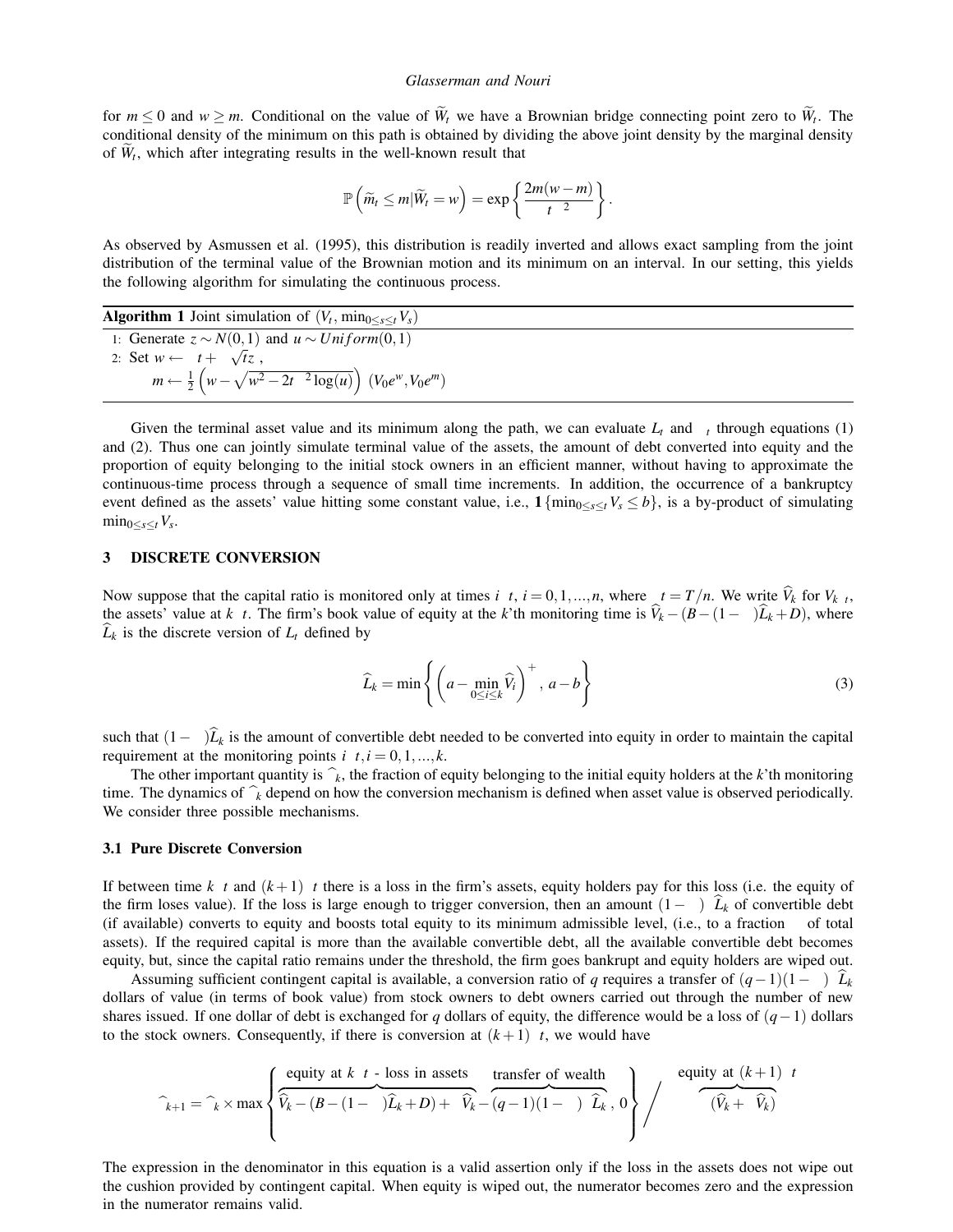for $m \leq 0$ and $w \geq m$. Conditional on the value of $\widetilde{W}_t$ we have a Brownian bridge connecting point zero to $\widetilde{W}_t$. The conditional density of the minimum on this path is obtained by dividing the above joint density by the marginal density of $\widetilde{W}_t$, which after integrating results in the well-known result that

$$\mathbb{P}\left(\widetilde{m}_t \leq m | \widetilde{W}_t = w\right) = \exp\left\{\frac{2m(w-m)}{t\sigma^2}\right\}.$$

As observed by Asmussen et al. (1995), this distribution is readily inverted and allows exact sampling from the joint distribution of the terminal value of the Brownian motion and its minimum on an interval. In our setting, this yields the following algorithm for simulating the continuous process.

**Algorithm 1** Joint simulation of $(V_t, \min_{0 \leq s \leq t} V_s)$

```
1: Generate z ~ N(0,1) and u ~ Uniform(0,1)
2: Set w ← μt + σ√t z,
       m ← ½ ( w − √(w² − 2tσ² log(u)) )   (V₀e^w, V₀e^m)
```

Given the terminal asset value and its minimum along the path, we can evaluate $L_t$ and $\pi_t$ through equations (1) and (2). Thus one can jointly simulate terminal value of the assets, the amount of debt converted into equity and the proportion of equity belonging to the initial stock owners in an efficient manner, without having to approximate the continuous-time process through a sequence of small time increments. In addition, the occurrence of a bankruptcy event defined as the assets' value hitting some constant value, i.e., $\mathbf{1}\{\min_{0 \leq s \leq t} V_s \leq b\}$, is a by-product of simulating $\min_{0 \leq s \leq t} V_s$.

## 3 DISCRETE CONVERSION

Now suppose that the capital ratio is monitored only at times $i\Delta t$, $i = 0, 1, ..., n$, where $\Delta t = T/n$. We write $\widehat{V}_k$ for $V_{k\Delta t}$, the assets' value at $k\Delta t$. The firm's book value of equity at the $k$'th monitoring time is $\widehat{V}_k - (B - (1-\alpha)\widehat{L}_k + D)$, where $\widehat{L}_k$ is the discrete version of $L_t$ defined by

$$\widehat{L}_k = \min\left\{\left(a - \min_{0 \leq i \leq k} \widehat{V}_i\right)^+, \, a - b\right\} \tag{3}$$

such that $(1-\alpha)\widehat{L}_k$ is the amount of convertible debt needed to be converted into equity in order to maintain the capital requirement at the monitoring points $i\Delta t, i = 0, 1, ..., k$.

The other important quantity is $\widehat{\pi}_k$, the fraction of equity belonging to the initial equity holders at the $k$'th monitoring time. The dynamics of $\widehat{\pi}_k$ depend on how the conversion mechanism is defined when asset value is observed periodically. We consider three possible mechanisms.

### 3.1 Pure Discrete Conversion

If between time $k\Delta t$ and $(k+1)\Delta t$ there is a loss in the firm's assets, equity holders pay for this loss (i.e. the equity of the firm loses value). If the loss is large enough to trigger conversion, then an amount $(1-\alpha)\Delta\widehat{L}_k$ of convertible debt (if available) converts to equity and boosts total equity to its minimum admissible level, (i.e., to a fraction $\alpha$ of total assets). If the required capital is more than the available convertible debt, all the available convertible debt becomes equity, but, since the capital ratio remains under the threshold, the firm goes bankrupt and equity holders are wiped out.

Assuming sufficient contingent capital is available, a conversion ratio of $q$ requires a transfer of $(q-1)(1-\alpha)\Delta\widehat{L}_k$ dollars of value (in terms of book value) from stock owners to debt owners carried out through the number of new shares issued. If one dollar of debt is exchanged for $q$ dollars of equity, the difference would be a loss of $(q-1)$ dollars to the stock owners. Consequently, if there is conversion at $(k+1)\Delta t$, we would have

$$\widehat{\pi}_{k+1} = \widehat{\pi}_k \times \max\left\{\overbrace{\widehat{V}_k - (B - (1-\alpha)\widehat{L}_k + D) + \Delta\widehat{V}_k}^{\text{equity at } k\Delta t \text{ - loss in assets}} - \overbrace{(q-1)(1-\alpha)\Delta\widehat{L}_k}^{\text{transfer of wealth}}, \, 0\right\} \Bigg/ \overbrace{\alpha(\widehat{V}_k + \Delta\widehat{V}_k)}^{\text{equity at } (k+1)\Delta t}$$

The expression in the denominator in this equation is a valid assertion only if the loss in the assets does not wipe out the cushion provided by contingent capital. When equity is wiped out, the numerator becomes zero and the expression in the numerator remains valid.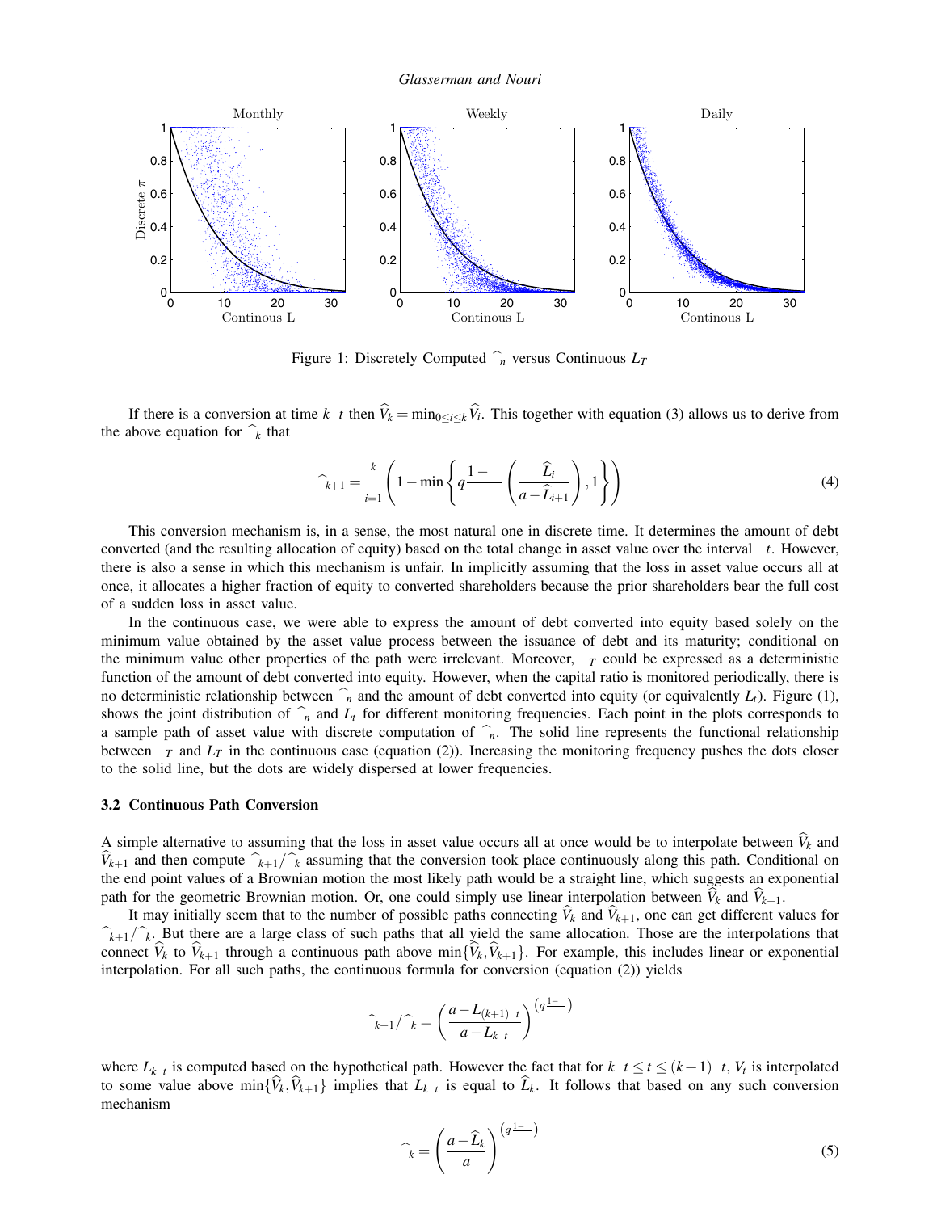Monthly

Discrete π

1
0.8
0.6
0.4
0.2
0

0 10 20 30

Continous L

Weekly

1
0.8
0.6
0.4
0.2
0

0 10 20 30

Continous L

Daily

1
0.8
0.6
0.4
0.2
0

0 10 20 30

Continous L

Figure 1: Discretely Computed $\widehat{\pi}_n$ versus Continuous $L_T$

If there is a conversion at time $k\Delta t$ then $\widehat{V}_k = \min_{0\leq i\leq k}\widehat{V}_i$. This together with equation (3) allows us to derive from the above equation for $\widehat{\pi}_k$ that

$$\widehat{\pi}_{k+1} = \prod_{i=1}^{k}\left(1 - \min\left\{q\frac{1-\pi}{\pi}\left(\frac{\widehat{L}_i}{a-\widehat{L}_{i+1}}\right), 1\right\}\right) \tag{4}$$

This conversion mechanism is, in a sense, the most natural one in discrete time. It determines the amount of debt converted (and the resulting allocation of equity) based on the total change in asset value over the interval $\Delta t$. However, there is also a sense in which this mechanism is unfair. In implicitly assuming that the loss in asset value occurs all at once, it allocates a higher fraction of equity to converted shareholders because the prior shareholders bear the full cost of a sudden loss in asset value.

In the continuous case, we were able to express the amount of debt converted into equity based solely on the minimum value obtained by the asset value process between the issuance of debt and its maturity; conditional on the minimum value other properties of the path were irrelevant. Moreover, $\pi_T$ could be expressed as a deterministic function of the amount of debt converted into equity. However, when the capital ratio is monitored periodically, there is no deterministic relationship between $\widehat{\pi}_n$ and the amount of debt converted into equity (or equivalently $L_t$). Figure (1), shows the joint distribution of $\widehat{\pi}_n$ and $L_t$ for different monitoring frequencies. Each point in the plots corresponds to a sample path of asset value with discrete computation of $\widehat{\pi}_n$. The solid line represents the functional relationship between $\pi_T$ and $L_T$ in the continuous case (equation (2)). Increasing the monitoring frequency pushes the dots closer to the solid line, but the dots are widely dispersed at lower frequencies.

### 3.2 Continuous Path Conversion

A simple alternative to assuming that the loss in asset value occurs all at once would be to interpolate between $\widehat{V}_k$ and $\widehat{V}_{k+1}$ and then compute $\widehat{\pi}_{k+1}/\widehat{\pi}_k$ assuming that the conversion took place continuously along this path. Conditional on the end point values of a Brownian motion the most likely path would be a straight line, which suggests an exponential path for the geometric Brownian motion. Or, one could simply use linear interpolation between $\widehat{V}_k$ and $\widehat{V}_{k+1}$.

It may initially seem that to the number of possible paths connecting $\widehat{V}_k$ and $\widehat{V}_{k+1}$, one can get different values for $\widehat{\pi}_{k+1}/\widehat{\pi}_k$. But there are a large class of such paths that all yield the same allocation. Those are the interpolations that connect $\widehat{V}_k$ to $\widehat{V}_{k+1}$ through a continuous path above $\min\{\widehat{V}_k, \widehat{V}_{k+1}\}$. For example, this includes linear or exponential interpolation. For all such paths, the continuous formula for conversion (equation (2)) yields

$$\widehat{\pi}_{k+1}/\widehat{\pi}_k = \left(\frac{a - L_{(k+1)\Delta t}}{a - L_{k\Delta t}}\right)^{\left(q\frac{1-\pi}{\pi}\right)}$$

where $L_{k\Delta t}$ is computed based on the hypothetical path. However the fact that for $k\Delta t \leq t \leq (k+1)\Delta t$, $V_t$ is interpolated to some value above $\min\{\widehat{V}_k, \widehat{V}_{k+1}\}$ implies that $L_{k\Delta t}$ is equal to $\widehat{L}_k$. It follows that based on any such conversion mechanism

$$\widehat{\pi}_k = \left(\frac{a - \widehat{L}_k}{a}\right)^{\left(q\frac{1-\pi}{\pi}\right)} \tag{5}$$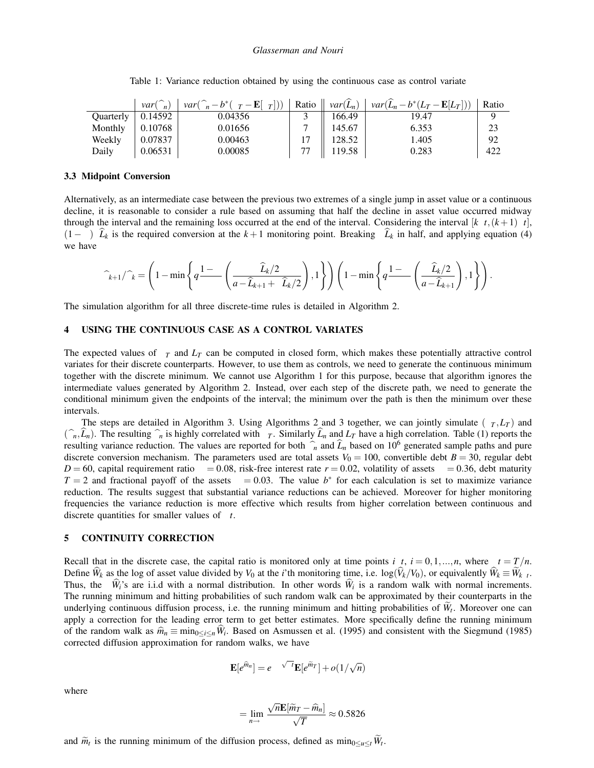Table 1: Variance reduction obtained by using the continuous case as control variate

| | $var(\widehat{\tau}_n)$ | $var(\widehat{\tau}_n - b^*(\tau_T - \mathbf{E}[\tau_T]))$ | Ratio | $var(\widehat{L}_n)$ | $var(\widehat{L}_n - b^*(L_T - \mathbf{E}[L_T]))$ | Ratio |
|---|---|---|---|---|---|---|
| Quarterly | 0.14592 | 0.04356 | 3 | 166.49 | 19.47 | 9 |
| Monthly | 0.10768 | 0.01656 | 7 | 145.67 | 6.353 | 23 |
| Weekly | 0.07837 | 0.00463 | 17 | 128.52 | 1.405 | 92 |
| Daily | 0.06531 | 0.00085 | 77 | 119.58 | 0.283 | 422 |

### 3.3 Midpoint Conversion

Alternatively, as an intermediate case between the previous two extremes of a single jump in asset value or a continuous decline, it is reasonable to consider a rule based on assuming that half the decline in asset value occurred midway through the interval and the remaining loss occurred at the end of the interval. Considering the interval $[k\Delta t,(k+1)\Delta t]$, $(1-\beta)\Delta\widehat{L}_k$ is the required conversion at the $k+1$ monitoring point. Breaking $\Delta\widehat{L}_k$ in half, and applying equation (4) we have

$$\widehat{\tau}_{k+1}/\widehat{\tau}_k = \left(1-\min\left\{q\frac{1-\beta}{\alpha}\left(\frac{\Delta\widehat{L}_k/2}{a-\widehat{L}_{k+1}+\Delta\widehat{L}_k/2}\right),1\right\}\right)\left(1-\min\left\{q\frac{1-\beta}{\alpha}\left(\frac{\Delta\widehat{L}_k/2}{a-\widehat{L}_{k+1}}\right),1\right\}\right).$$

The simulation algorithm for all three discrete-time rules is detailed in Algorithm 2.

## 4 USING THE CONTINUOUS CASE AS A CONTROL VARIATES

The expected values of $\tau_T$ and $L_T$ can be computed in closed form, which makes these potentially attractive control variates for their discrete counterparts. However, to use them as controls, we need to generate the continuous minimum together with the discrete minimum. We cannot use Algorithm 1 for this purpose, because that algorithm ignores the intermediate values generated by Algorithm 2. Instead, over each step of the discrete path, we need to generate the conditional minimum given the endpoints of the interval; the minimum over the path is then the minimum over these intervals.

The steps are detailed in Algorithm 3. Using Algorithms 2 and 3 together, we can jointly simulate $(\tau_T, L_T)$ and $(\widehat{\tau}_n, \widehat{L}_n)$. The resulting $\widehat{\tau}_n$ is highly correlated with $\tau_T$. Similarly $\widehat{L}_n$ and $L_T$ have a high correlation. Table (1) reports the resulting variance reduction. The values are reported for both $\widehat{\tau}_n$ and $\widehat{L}_n$ based on $10^6$ generated sample paths and pure discrete conversion mechanism. The parameters used are total assets $V_0 = 100$, convertible debt $B = 30$, regular debt $D = 60$, capital requirement ratio $\alpha = 0.08$, risk-free interest rate $r = 0.02$, volatility of assets $\sigma = 0.36$, debt maturity $T = 2$ and fractional payoff of the assets $\beta = 0.03$. The value $b^*$ for each calculation is set to maximize variance reduction. The results suggest that substantial variance reductions can be achieved. Moreover for higher monitoring frequencies the variance reduction is more effective which results from higher correlation between continuous and discrete quantities for smaller values of $\Delta t$.

## 5 CONTINUITY CORRECTION

Recall that in the discrete case, the capital ratio is monitored only at time points $i\Delta t$, $i = 0,1,...,n$, where $\Delta t = T/n$. Define $\widehat{W}_k$ as the log of asset value divided by $V_0$ at the $i$'th monitoring time, i.e. $\log(\widehat{V}_k/V_0)$, or equivalently $\widehat{W}_k \equiv \widetilde{W}_{k\Delta t}$. Thus, the $\Delta\widehat{W}_i$'s are i.i.d with a normal distribution. In other words $\widehat{W}_i$ is a random walk with normal increments. The running minimum and hitting probabilities of such random walk can be approximated by their counterparts in the underlying continuous diffusion process, i.e. the running minimum and hitting probabilities of $\widetilde{W}_t$. Moreover one can apply a correction for the leading error term to get better estimates. More specifically define the running minimum of the random walk as $\widehat{m}_n \equiv \min_{0\le i\le n}\widehat{W}_i$. Based on Asmussen et al. (1995) and consistent with the Siegmund (1985) corrected diffusion approximation for random walks, we have

$$\mathbf{E}[e^{\widehat{m}_n}] = e^{\zeta\sigma\sqrt{\Delta t}}\mathbf{E}[e^{\widetilde{m}_T}] + o(1/\sqrt{n})$$

where

$$\zeta = \lim_{n\to\infty}\frac{\sqrt{n}\mathbf{E}[\widetilde{m}_T - \widehat{m}_n]}{\sigma\sqrt{T}} \approx 0.5826$$

and $\widetilde{m}_t$ is the running minimum of the diffusion process, defined as $\min_{0\le u\le t}\widetilde{W}_t$.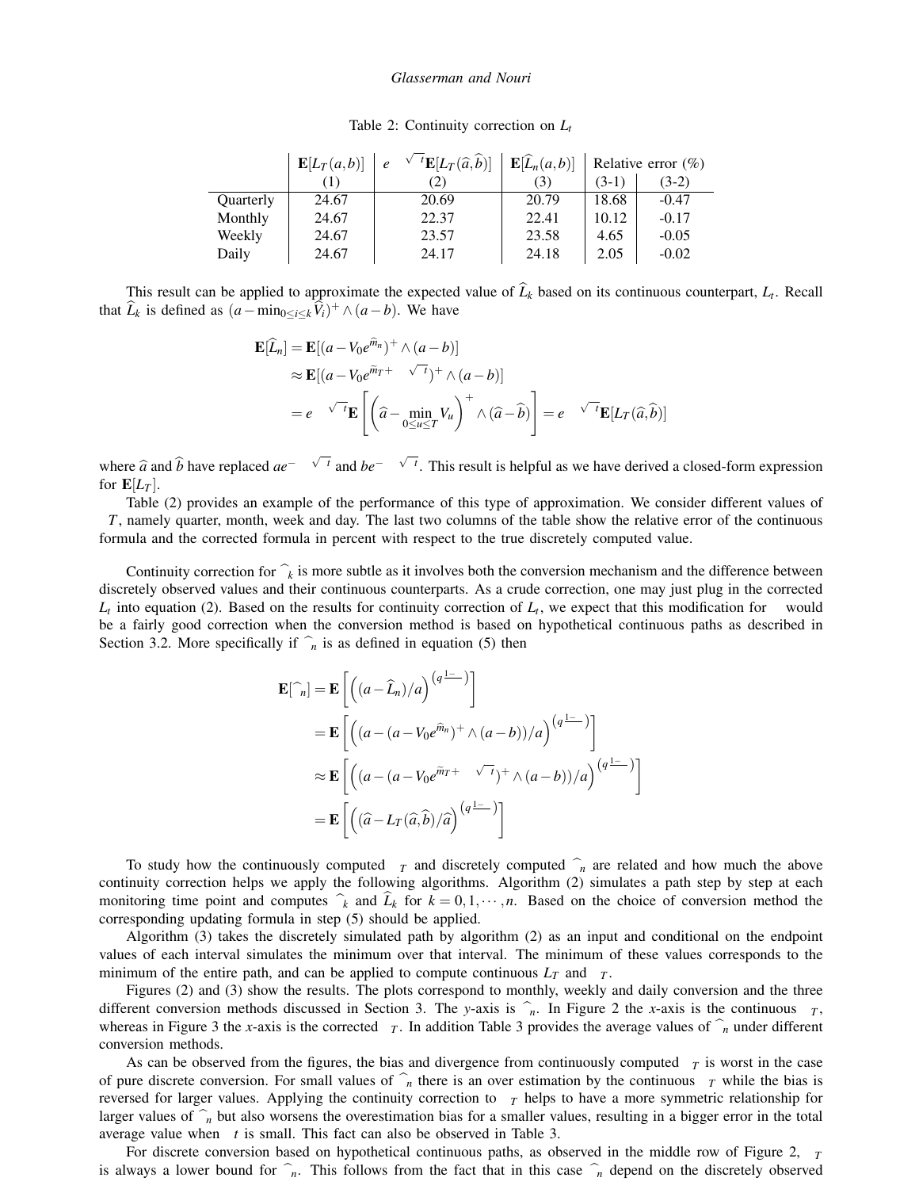Table 2: Continuity correction on $L_t$

| | $\mathbf{E}[L_T(a,b)]$ | $e^{\ \sqrt{\ t}}\mathbf{E}[L_T(\widehat{a},\widehat{b})]$ | $\mathbf{E}[\widehat{L}_n(a,b)]$ | Relative error (%) | |
|---|---|---|---|---|---|
| | (1) | (2) | (3) | (3-1) | (3-2) |
| Quarterly | 24.67 | 20.69 | 20.79 | 18.68 | -0.47 |
| Monthly | 24.67 | 22.37 | 22.41 | 10.12 | -0.17 |
| Weekly | 24.67 | 23.57 | 23.58 | 4.65 | -0.05 |
| Daily | 24.67 | 24.17 | 24.18 | 2.05 | -0.02 |

This result can be applied to approximate the expected value of $\widehat{L}_k$ based on its continuous counterpart, $L_t$. Recall that $\widehat{L}_k$ is defined as $(a-\min_{0\le i\le k}\widehat{V}_i)^+ \wedge (a-b)$. We have

$$
\begin{aligned}
\mathbf{E}[\widehat{L}_n] &= \mathbf{E}[(a-V_0e^{\widehat{m}_n})^+ \wedge (a-b)] \\
&\approx \mathbf{E}[(a-V_0e^{\widetilde{m}_T+\ \ \sqrt{\ t}})^+ \wedge (a-b)] \\
&= e^{\ \ \sqrt{\ t}}\mathbf{E}\left[\left(\widehat{a}-\min_{0\le u\le T} V_u\right)^+ \wedge (\widehat{a}-\widehat{b})\right] = e^{\ \ \sqrt{\ t}}\mathbf{E}[L_T(\widehat{a},\widehat{b})]
\end{aligned}
$$

where $\widehat{a}$ and $\widehat{b}$ have replaced $ae^{-\ \ \sqrt{\ t}}$ and $be^{-\ \ \sqrt{\ t}}$. This result is helpful as we have derived a closed-form expression for $\mathbf{E}[L_T]$.

Table (2) provides an example of the performance of this type of approximation. We consider different values of $T$, namely quarter, month, week and day. The last two columns of the table show the relative error of the continuous formula and the corrected formula in percent with respect to the true discretely computed value.

Continuity correction for $\widehat{\ }_k$ is more subtle as it involves both the conversion mechanism and the difference between discretely observed values and their continuous counterparts. As a crude correction, one may just plug in the corrected $L_t$ into equation (2). Based on the results for continuity correction of $L_t$, we expect that this modification for would be a fairly good correction when the conversion method is based on hypothetical continuous paths as described in Section 3.2. More specifically if $\widehat{\ }_n$ is as defined in equation (5) then

$$
\begin{aligned}
\mathbf{E}[\widehat{\ }_n] &= \mathbf{E}\left[\left((a-\widehat{L}_n)/a\right)^{\left(q\frac{1-}{}\right)}\right] \\
&= \mathbf{E}\left[\left((a-(a-V_0e^{\widehat{m}_n})^+ \wedge (a-b))/a\right)^{\left(q\frac{1-}{}\right)}\right] \\
&\approx \mathbf{E}\left[\left((a-(a-V_0e^{\widetilde{m}_T+\ \ \sqrt{\ t}})^+ \wedge (a-b))/a\right)^{\left(q\frac{1-}{}\right)}\right] \\
&= \mathbf{E}\left[\left((\widehat{a}-L_T(\widehat{a},\widehat{b})/\widehat{a}\right)^{\left(q\frac{1-}{}\right)}\right]
\end{aligned}
$$

To study how the continuously computed $_T$ and discretely computed $\widehat{\ }_n$ are related and how much the above continuity correction helps we apply the following algorithms. Algorithm (2) simulates a path step by step at each monitoring time point and computes $\widehat{\ }_k$ and $\widehat{L}_k$ for $k=0,1,\cdots,n$. Based on the choice of conversion method the corresponding updating formula in step (5) should be applied.

Algorithm (3) takes the discretely simulated path by algorithm (2) as an input and conditional on the endpoint values of each interval simulates the minimum over that interval. The minimum of these values corresponds to the minimum of the entire path, and can be applied to compute continuous $L_T$ and $_T$.

Figures (2) and (3) show the results. The plots correspond to monthly, weekly and daily conversion and the three different conversion methods discussed in Section 3. The $y$-axis is $\widehat{\ }_n$. In Figure 2 the $x$-axis is the continuous $_T$, whereas in Figure 3 the $x$-axis is the corrected $_T$. In addition Table 3 provides the average values of $\widehat{\ }_n$ under different conversion methods.

As can be observed from the figures, the bias and divergence from continuously computed $_T$ is worst in the case of pure discrete conversion. For small values of $\widehat{\ }_n$ there is an over estimation by the continuous $_T$ while the bias is reversed for larger values. Applying the continuity correction to $_T$ helps to have a more symmetric relationship for larger values of $\widehat{\ }_n$ but also worsens the overestimation bias for a smaller values, resulting in a bigger error in the total average value when $t$ is small. This fact can also be observed in Table 3.

For discrete conversion based on hypothetical continuous paths, as observed in the middle row of Figure 2, $_T$ is always a lower bound for $\widehat{\ }_n$. This follows from the fact that in this case $\widehat{\ }_n$ depend on the discretely observed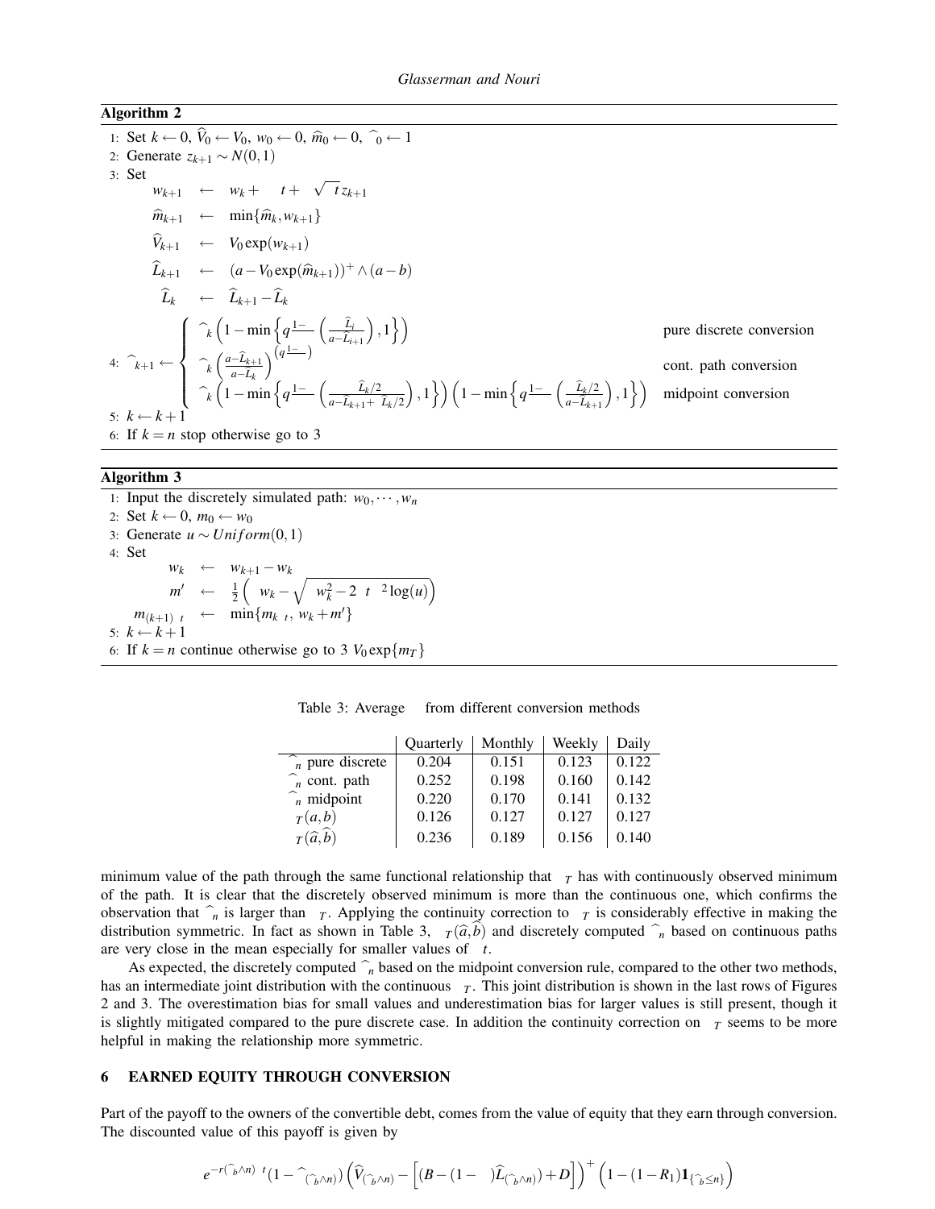**Algorithm 2**

1: Set $k \leftarrow 0$, $\widehat{V}_0 \leftarrow V_0$, $w_0 \leftarrow 0$, $\widehat{m}_0 \leftarrow 0$, $\widehat{\ }_0 \leftarrow 1$

2: Generate $z_{k+1} \sim N(0,1)$

3: Set

$$
\begin{aligned}
w_{k+1} &\leftarrow w_k + \quad t + \quad \sqrt{\quad t}\, z_{k+1} \\
\widehat{m}_{k+1} &\leftarrow \min\{\widehat{m}_k, w_{k+1}\} \\
\widehat{V}_{k+1} &\leftarrow V_0 \exp(w_{k+1}) \\
\widehat{L}_{k+1} &\leftarrow (a - V_0 \exp(\widehat{m}_{k+1}))^+ \wedge (a-b) \\
\widehat{L}_k &\leftarrow \widehat{L}_{k+1} - \widehat{L}_k
\end{aligned}
$$

4: $\widehat{\ }_{k+1} \leftarrow \begin{cases} \widehat{\ }_k \left(1 - \min\left\{q^{\frac{1-}{}}\left(\frac{\widehat{L}_i}{a-\widehat{L}_{i+1}}\right), 1\right\}\right) & \text{pure discrete conversion} \\ \widehat{\ }_k \left(\frac{a-\widehat{L}_{k+1}}{a-\widehat{L}_k}\right)^{\left(q^{\frac{1-}{}}\right)} & \text{cont. path conversion} \\ \widehat{\ }_k \left(1 - \min\left\{q^{\frac{1-}{}}\left(\frac{\widehat{L}_k/2}{a-\widehat{L}_{k+1}+\ \widehat{L}_k/2}\right), 1\right\}\right)\left(1 - \min\left\{q^{\frac{1-}{}}\left(\frac{\widehat{L}_k/2}{a-\widehat{L}_{k+1}}\right), 1\right\}\right) & \text{midpoint conversion} \end{cases}$

5: $k \leftarrow k+1$

6: If $k = n$ stop otherwise go to 3

**Algorithm 3**

1: Input the discretely simulated path: $w_0, \cdots, w_n$

2: Set $k \leftarrow 0$, $m_0 \leftarrow w_0$

3: Generate $u \sim Uniform(0,1)$

4: Set

$$
\begin{aligned}
w_k &\leftarrow w_{k+1} - w_k \\
m' &\leftarrow \tfrac{1}{2}\left(\quad w_k - \sqrt{\quad w_k^2 - 2 \quad t \quad ^2 \log(u)}\right) \\
m_{(k+1)\ \ t} &\leftarrow \min\{m_{k\ \ t},\ w_k + m'\}
\end{aligned}
$$

5: $k \leftarrow k+1$

6: If $k = n$ continue otherwise go to 3 $V_0 \exp\{m_T\}$

Table 3: Average from different conversion methods

| | Quarterly | Monthly | Weekly | Daily |
|---|---|---|---|---|
| $\widehat{\ }_n$ pure discrete | 0.204 | 0.151 | 0.123 | 0.122 |
| $\widehat{\ }_n$ cont. path | 0.252 | 0.198 | 0.160 | 0.142 |
| $\widehat{\ }_n$ midpoint | 0.220 | 0.170 | 0.141 | 0.132 |
| $_T(a,b)$ | 0.126 | 0.127 | 0.127 | 0.127 |
| $_T(\widehat{a},\widehat{b})$ | 0.236 | 0.189 | 0.156 | 0.140 |

minimum value of the path through the same functional relationship that $_T$ has with continuously observed minimum of the path. It is clear that the discretely observed minimum is more than the continuous one, which confirms the observation that $\widehat{\ }_n$ is larger than $_T$. Applying the continuity correction to $_T$ is considerably effective in making the distribution symmetric. In fact as shown in Table 3, $_T(\widehat{a},\widehat{b})$ and discretely computed $\widehat{\ }_n$ based on continuous paths are very close in the mean especially for smaller values of $t$.

As expected, the discretely computed $\widehat{\ }_n$ based on the midpoint conversion rule, compared to the other two methods, has an intermediate joint distribution with the continuous $_T$. This joint distribution is shown in the last rows of Figures 2 and 3. The overestimation bias for small values and underestimation bias for larger values is still present, though it is slightly mitigated compared to the pure discrete case. In addition the continuity correction on $_T$ seems to be more helpful in making the relationship more symmetric.

## 6 EARNED EQUITY THROUGH CONVERSION

Part of the payoff to the owners of the convertible debt, comes from the value of equity that they earn through conversion. The discounted value of this payoff is given by

$$
e^{-r(\widehat{\ }_b \wedge n)\ \ t}(1 - \widehat{\ }_{(\widehat{\ }_b \wedge n)})\left(\widehat{V}_{(\widehat{\ }_b \wedge n)} - \left[(B - (1 - \quad)\widehat{L}_{(\widehat{\ }_b \wedge n)}) + D\right]\right)^+ \left(1 - (1-R_1)\mathbf{1}_{\{\widehat{\ }_b \leq n\}}\right)
$$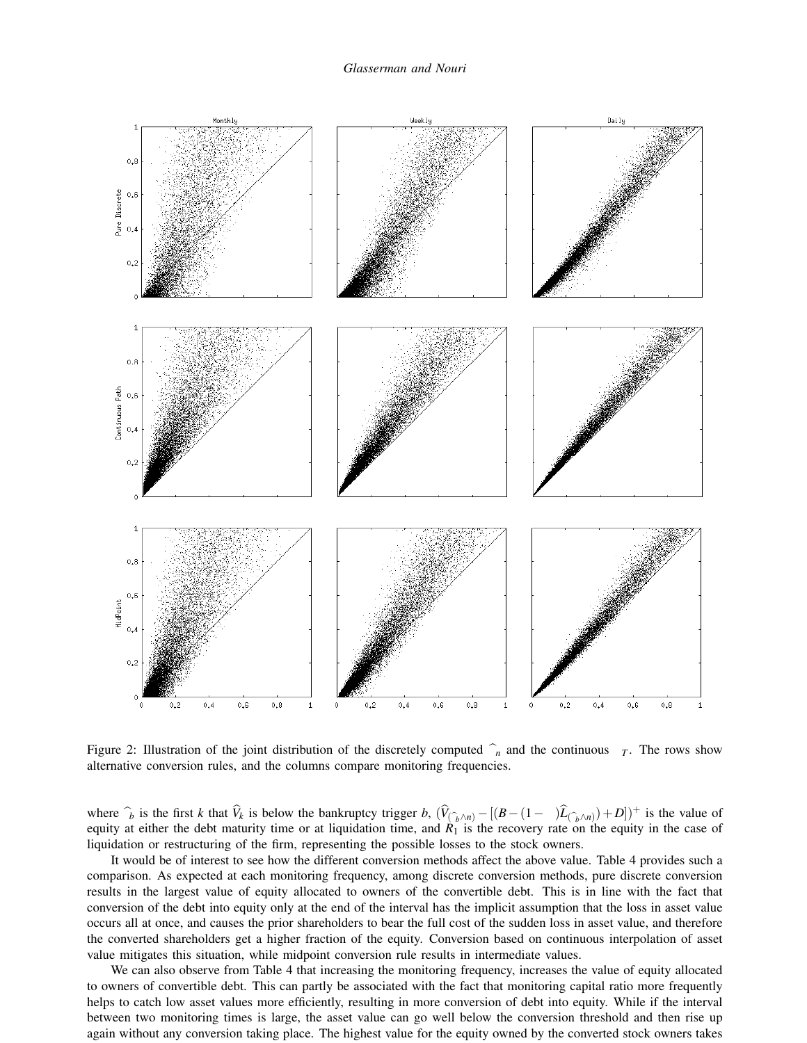Monthly

Weekly

Daily

Pure Discrete

Continuous Path

MidPoint

0

0.2

0.4

0.6

0.8

1

Figure 2: Illustration of the joint distribution of the discretely computed $\widehat{\ }_n$ and the continuous $\ _T$. The rows show alternative conversion rules, and the columns compare monitoring frequencies.

where $\widehat{\ }_b$ is the first $k$ that $\widehat{V}_k$ is below the bankruptcy trigger $b$, $(\widehat{V}_{(\widehat{\ }_b \wedge n)} - [(B-(1-\ )\widehat{L}_{(\widehat{\ }_b \wedge n)})+D])^+$ is the value of equity at either the debt maturity time or at liquidation time, and $R_1$ is the recovery rate on the equity in the case of liquidation or restructuring of the firm, representing the possible losses to the stock owners.

It would be of interest to see how the different conversion methods affect the above value. Table 4 provides such a comparison. As expected at each monitoring frequency, among discrete conversion methods, pure discrete conversion results in the largest value of equity allocated to owners of the convertible debt. This is in line with the fact that conversion of the debt into equity only at the end of the interval has the implicit assumption that the loss in asset value occurs all at once, and causes the prior shareholders to bear the full cost of the sudden loss in asset value, and therefore the converted shareholders get a higher fraction of the equity. Conversion based on continuous interpolation of asset value mitigates this situation, while midpoint conversion rule results in intermediate values.

We can also observe from Table 4 that increasing the monitoring frequency, increases the value of equity allocated to owners of convertible debt. This can partly be associated with the fact that monitoring capital ratio more frequently helps to catch low asset values more efficiently, resulting in more conversion of debt into equity. While if the interval between two monitoring times is large, the asset value can go well below the conversion threshold and then rise up again without any conversion taking place. The highest value for the equity owned by the converted stock owners takes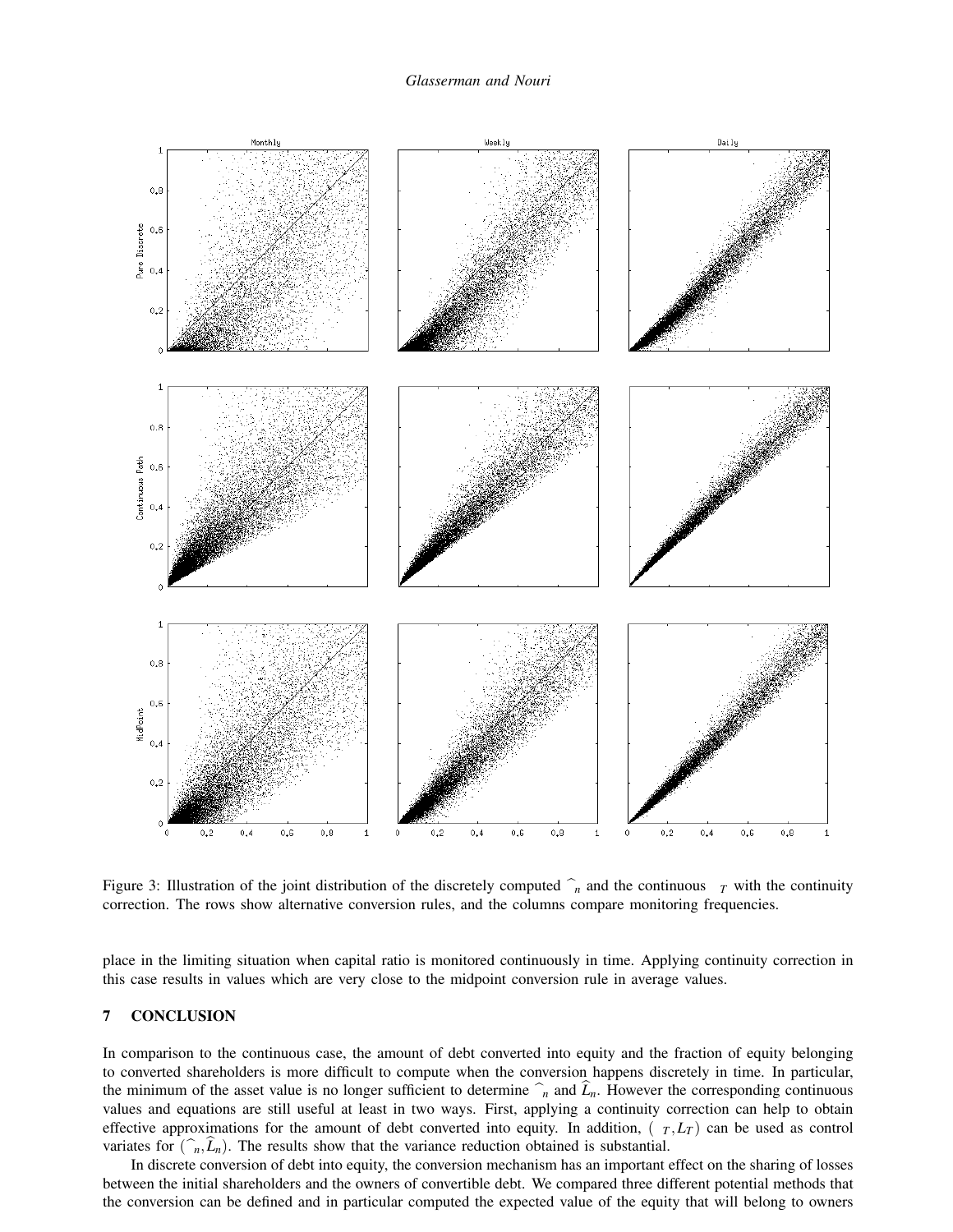Monthly

Weekly

Daily

Pure Discrete

Continuous Path

MidPoint

0

0.2

0.4

0.6

0.8

1

Figure 3: Illustration of the joint distribution of the discretely computed $\widehat{\ }_n$ and the continuous $\ _T$ with the continuity correction. The rows show alternative conversion rules, and the columns compare monitoring frequencies.

place in the limiting situation when capital ratio is monitored continuously in time. Applying continuity correction in this case results in values which are very close to the midpoint conversion rule in average values.

## 7 CONCLUSION

In comparison to the continuous case, the amount of debt converted into equity and the fraction of equity belonging to converted shareholders is more difficult to compute when the conversion happens discretely in time. In particular, the minimum of the asset value is no longer sufficient to determine $\widehat{\ }_n$ and $\widehat{L}_n$. However the corresponding continuous values and equations are still useful at least in two ways. First, applying a continuity correction can help to obtain effective approximations for the amount of debt converted into equity. In addition, $(\ _T, L_T)$ can be used as control variates for $(\widehat{\ }_n, \widehat{L}_n)$. The results show that the variance reduction obtained is substantial.

In discrete conversion of debt into equity, the conversion mechanism has an important effect on the sharing of losses between the initial shareholders and the owners of convertible debt. We compared three different potential methods that the conversion can be defined and in particular computed the expected value of the equity that will belong to owners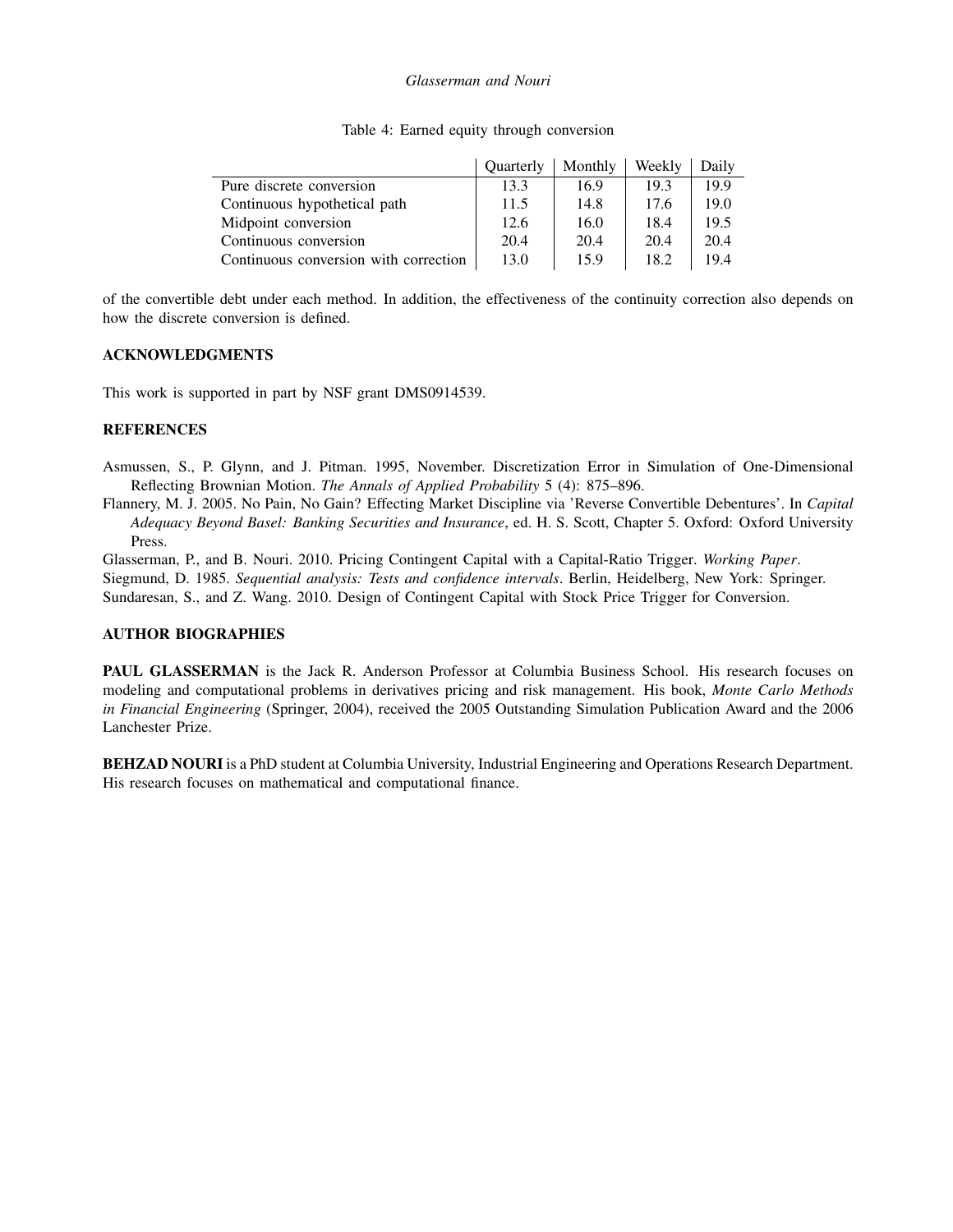Table 4: Earned equity through conversion

| | Quarterly | Monthly | Weekly | Daily |
|---|---|---|---|---|
| Pure discrete conversion | 13.3 | 16.9 | 19.3 | 19.9 |
| Continuous hypothetical path | 11.5 | 14.8 | 17.6 | 19.0 |
| Midpoint conversion | 12.6 | 16.0 | 18.4 | 19.5 |
| Continuous conversion | 20.4 | 20.4 | 20.4 | 20.4 |
| Continuous conversion with correction | 13.0 | 15.9 | 18.2 | 19.4 |

of the convertible debt under each method. In addition, the effectiveness of the continuity correction also depends on how the discrete conversion is defined.

## ACKNOWLEDGMENTS

This work is supported in part by NSF grant DMS0914539.

## REFERENCES

Asmussen, S., P. Glynn, and J. Pitman. 1995, November. Discretization Error in Simulation of One-Dimensional Reflecting Brownian Motion. *The Annals of Applied Probability* 5 (4): 875–896.

Flannery, M. J. 2005. No Pain, No Gain? Effecting Market Discipline via 'Reverse Convertible Debentures'. In *Capital Adequacy Beyond Basel: Banking Securities and Insurance*, ed. H. S. Scott, Chapter 5. Oxford: Oxford University Press.

Glasserman, P., and B. Nouri. 2010. Pricing Contingent Capital with a Capital-Ratio Trigger. *Working Paper*.

Siegmund, D. 1985. *Sequential analysis: Tests and confidence intervals*. Berlin, Heidelberg, New York: Springer.

Sundaresan, S., and Z. Wang. 2010. Design of Contingent Capital with Stock Price Trigger for Conversion.

## AUTHOR BIOGRAPHIES

**PAUL GLASSERMAN** is the Jack R. Anderson Professor at Columbia Business School. His research focuses on modeling and computational problems in derivatives pricing and risk management. His book, *Monte Carlo Methods in Financial Engineering* (Springer, 2004), received the 2005 Outstanding Simulation Publication Award and the 2006 Lanchester Prize.

**BEHZAD NOURI** is a PhD student at Columbia University, Industrial Engineering and Operations Research Department. His research focuses on mathematical and computational finance.